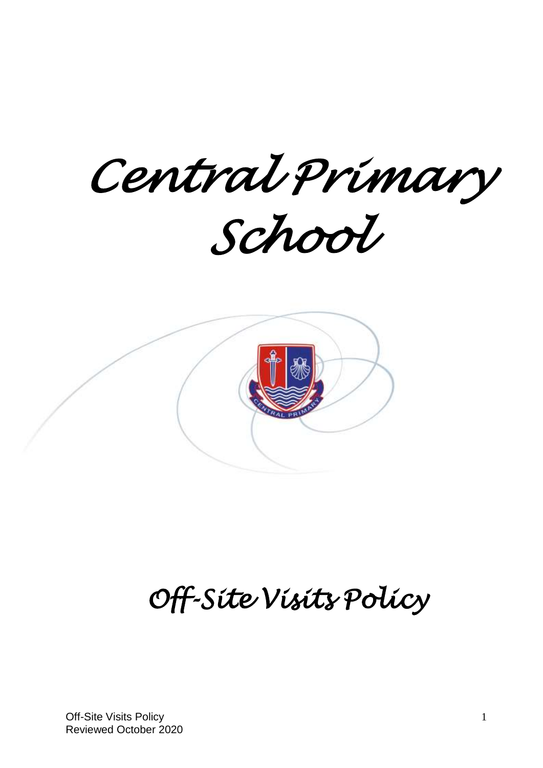# Central Primary School

# Off-Site Visits Policy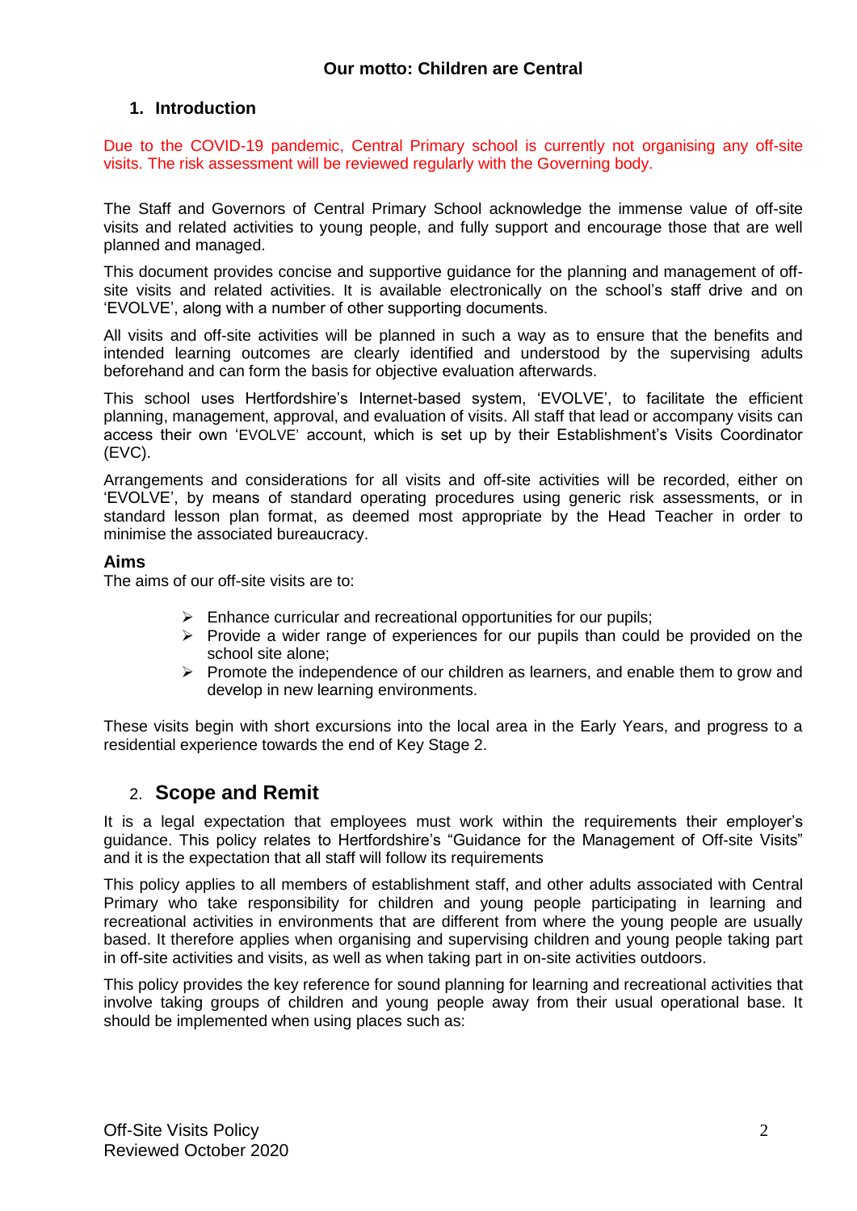**Our motto: Children are Central**

## 1. Introduction

Due to the COVID-19 pandemic, Central Primary school is currently not organising any off-site visits. The risk assessment will be reviewed regularly with the Governing body.

The Staff and Governors of Central Primary School acknowledge the immense value of off-site visits and related activities to young people, and fully support and encourage those that are well planned and managed.

This document provides concise and supportive guidance for the planning and management of off-site visits and related activities. It is available electronically on the school's staff drive and on 'EVOLVE', along with a number of other supporting documents.

All visits and off-site activities will be planned in such a way as to ensure that the benefits and intended learning outcomes are clearly identified and understood by the supervising adults beforehand and can form the basis for objective evaluation afterwards.

This school uses Hertfordshire's Internet-based system, 'EVOLVE', to facilitate the efficient planning, management, approval, and evaluation of visits. All staff that lead or accompany visits can access their own 'EVOLVE' account, which is set up by their Establishment's Visits Coordinator (EVC).

Arrangements and considerations for all visits and off-site activities will be recorded, either on 'EVOLVE', by means of standard operating procedures using generic risk assessments, or in standard lesson plan format, as deemed most appropriate by the Head Teacher in order to minimise the associated bureaucracy.

### Aims

The aims of our off-site visits are to:

- Enhance curricular and recreational opportunities for our pupils;
- Provide a wider range of experiences for our pupils than could be provided on the school site alone;
- Promote the independence of our children as learners, and enable them to grow and develop in new learning environments.

These visits begin with short excursions into the local area in the Early Years, and progress to a residential experience towards the end of Key Stage 2.

## 2. Scope and Remit

It is a legal expectation that employees must work within the requirements their employer's guidance. This policy relates to Hertfordshire's "Guidance for the Management of Off-site Visits" and it is the expectation that all staff will follow its requirements

This policy applies to all members of establishment staff, and other adults associated with Central Primary who take responsibility for children and young people participating in learning and recreational activities in environments that are different from where the young people are usually based. It therefore applies when organising and supervising children and young people taking part in off-site activities and visits, as well as when taking part in on-site activities outdoors.

This policy provides the key reference for sound planning for learning and recreational activities that involve taking groups of children and young people away from their usual operational base. It should be implemented when using places such as: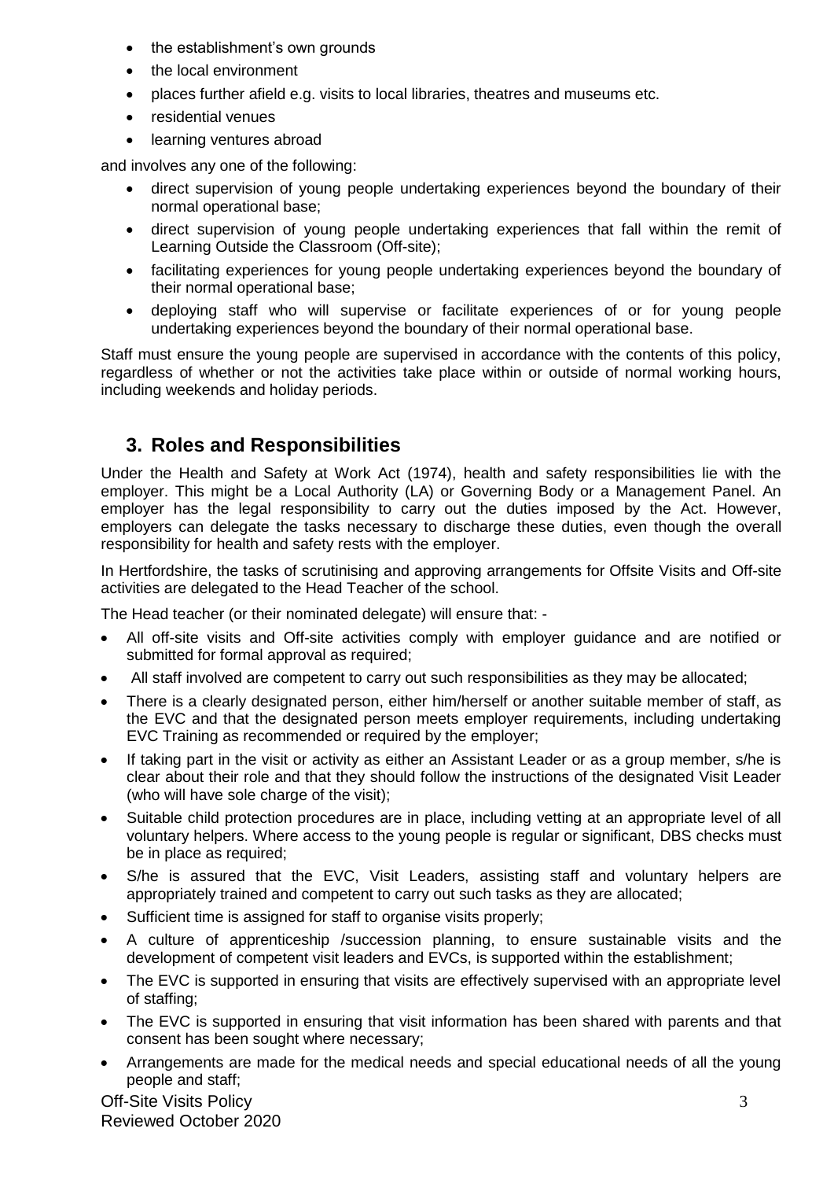- the establishment's own grounds
- the local environment
- places further afield e.g. visits to local libraries, theatres and museums etc.
- residential venues
- learning ventures abroad

and involves any one of the following:

- direct supervision of young people undertaking experiences beyond the boundary of their normal operational base;
- direct supervision of young people undertaking experiences that fall within the remit of Learning Outside the Classroom (Off-site);
- facilitating experiences for young people undertaking experiences beyond the boundary of their normal operational base;
- deploying staff who will supervise or facilitate experiences of or for young people undertaking experiences beyond the boundary of their normal operational base.

Staff must ensure the young people are supervised in accordance with the contents of this policy, regardless of whether or not the activities take place within or outside of normal working hours, including weekends and holiday periods.

## 3. Roles and Responsibilities

Under the Health and Safety at Work Act (1974), health and safety responsibilities lie with the employer. This might be a Local Authority (LA) or Governing Body or a Management Panel. An employer has the legal responsibility to carry out the duties imposed by the Act. However, employers can delegate the tasks necessary to discharge these duties, even though the overall responsibility for health and safety rests with the employer.

In Hertfordshire, the tasks of scrutinising and approving arrangements for Offsite Visits and Off-site activities are delegated to the Head Teacher of the school.

The Head teacher (or their nominated delegate) will ensure that: -

- All off-site visits and Off-site activities comply with employer guidance and are notified or submitted for formal approval as required;
- All staff involved are competent to carry out such responsibilities as they may be allocated;
- There is a clearly designated person, either him/herself or another suitable member of staff, as the EVC and that the designated person meets employer requirements, including undertaking EVC Training as recommended or required by the employer;
- If taking part in the visit or activity as either an Assistant Leader or as a group member, s/he is clear about their role and that they should follow the instructions of the designated Visit Leader (who will have sole charge of the visit);
- Suitable child protection procedures are in place, including vetting at an appropriate level of all voluntary helpers. Where access to the young people is regular or significant, DBS checks must be in place as required;
- S/he is assured that the EVC, Visit Leaders, assisting staff and voluntary helpers are appropriately trained and competent to carry out such tasks as they are allocated;
- Sufficient time is assigned for staff to organise visits properly;
- A culture of apprenticeship /succession planning, to ensure sustainable visits and the development of competent visit leaders and EVCs, is supported within the establishment;
- The EVC is supported in ensuring that visits are effectively supervised with an appropriate level of staffing;
- The EVC is supported in ensuring that visit information has been shared with parents and that consent has been sought where necessary;
- Arrangements are made for the medical needs and special educational needs of all the young people and staff;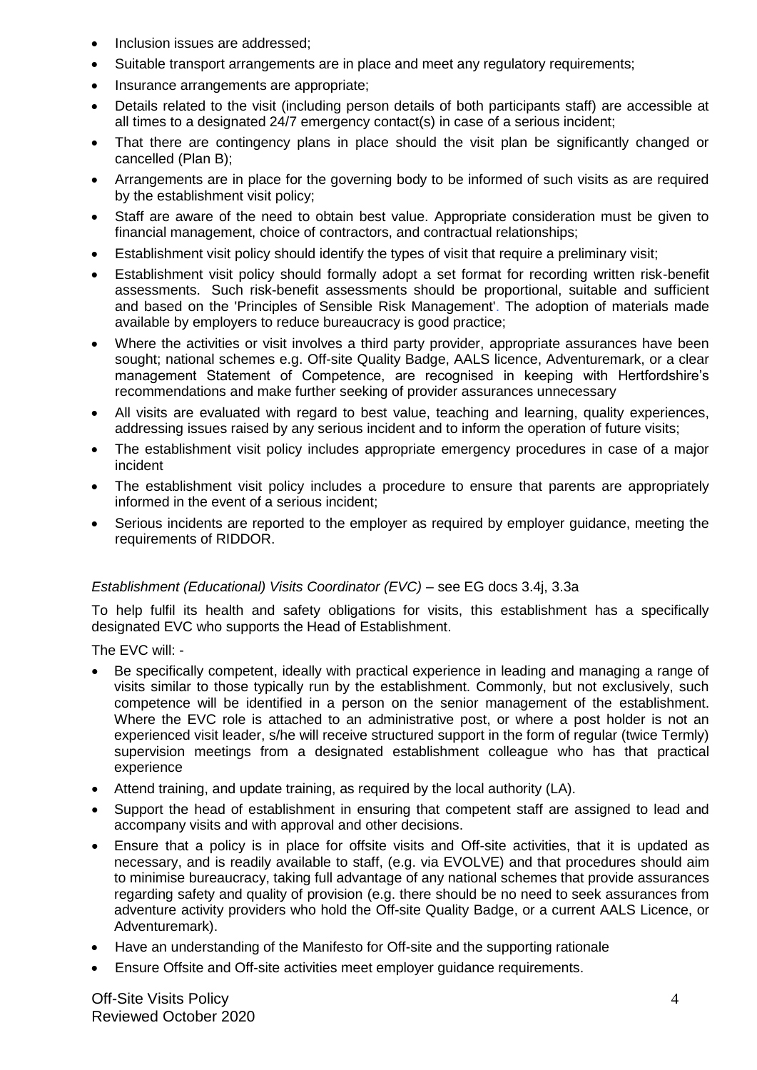- Inclusion issues are addressed;
- Suitable transport arrangements are in place and meet any regulatory requirements;
- Insurance arrangements are appropriate;
- Details related to the visit (including person details of both participants staff) are accessible at all times to a designated 24/7 emergency contact(s) in case of a serious incident;
- That there are contingency plans in place should the visit plan be significantly changed or cancelled (Plan B);
- Arrangements are in place for the governing body to be informed of such visits as are required by the establishment visit policy;
- Staff are aware of the need to obtain best value. Appropriate consideration must be given to financial management, choice of contractors, and contractual relationships;
- Establishment visit policy should identify the types of visit that require a preliminary visit;
- Establishment visit policy should formally adopt a set format for recording written risk-benefit assessments. Such risk-benefit assessments should be proportional, suitable and sufficient and based on the 'Principles of Sensible Risk Management'. The adoption of materials made available by employers to reduce bureaucracy is good practice;
- Where the activities or visit involves a third party provider, appropriate assurances have been sought; national schemes e.g. Off-site Quality Badge, AALS licence, Adventuremark, or a clear management Statement of Competence, are recognised in keeping with Hertfordshire's recommendations and make further seeking of provider assurances unnecessary
- All visits are evaluated with regard to best value, teaching and learning, quality experiences, addressing issues raised by any serious incident and to inform the operation of future visits;
- The establishment visit policy includes appropriate emergency procedures in case of a major incident
- The establishment visit policy includes a procedure to ensure that parents are appropriately informed in the event of a serious incident;
- Serious incidents are reported to the employer as required by employer guidance, meeting the requirements of RIDDOR.

*Establishment (Educational) Visits Coordinator (EVC)* – see EG docs 3.4j, 3.3a

To help fulfil its health and safety obligations for visits, this establishment has a specifically designated EVC who supports the Head of Establishment.

The EVC will: -

- Be specifically competent, ideally with practical experience in leading and managing a range of visits similar to those typically run by the establishment. Commonly, but not exclusively, such competence will be identified in a person on the senior management of the establishment. Where the EVC role is attached to an administrative post, or where a post holder is not an experienced visit leader, s/he will receive structured support in the form of regular (twice Termly) supervision meetings from a designated establishment colleague who has that practical experience
- Attend training, and update training, as required by the local authority (LA).
- Support the head of establishment in ensuring that competent staff are assigned to lead and accompany visits and with approval and other decisions.
- Ensure that a policy is in place for offsite visits and Off-site activities, that it is updated as necessary, and is readily available to staff, (e.g. via EVOLVE) and that procedures should aim to minimise bureaucracy, taking full advantage of any national schemes that provide assurances regarding safety and quality of provision (e.g. there should be no need to seek assurances from adventure activity providers who hold the Off-site Quality Badge, or a current AALS Licence, or Adventuremark).
- Have an understanding of the Manifesto for Off-site and the supporting rationale
- Ensure Offsite and Off-site activities meet employer guidance requirements.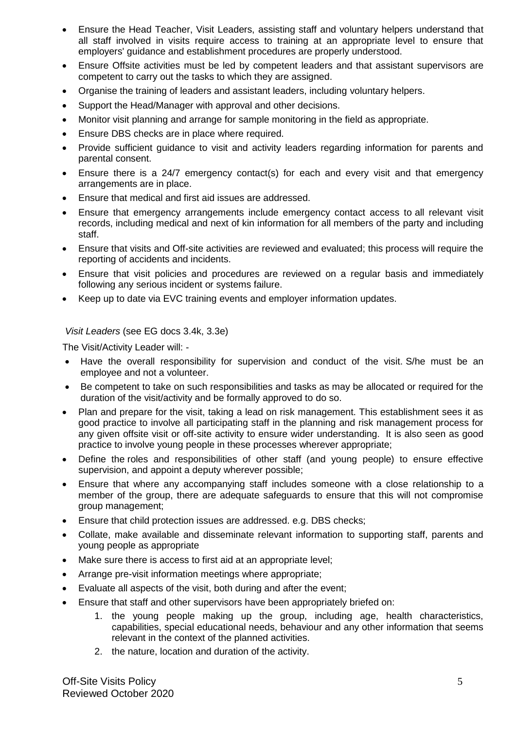- Ensure the Head Teacher, Visit Leaders, assisting staff and voluntary helpers understand that all staff involved in visits require access to training at an appropriate level to ensure that employers' guidance and establishment procedures are properly understood.
- Ensure Offsite activities must be led by competent leaders and that assistant supervisors are competent to carry out the tasks to which they are assigned.
- Organise the training of leaders and assistant leaders, including voluntary helpers.
- Support the Head/Manager with approval and other decisions.
- Monitor visit planning and arrange for sample monitoring in the field as appropriate.
- Ensure DBS checks are in place where required.
- Provide sufficient guidance to visit and activity leaders regarding information for parents and parental consent.
- Ensure there is a 24/7 emergency contact(s) for each and every visit and that emergency arrangements are in place.
- Ensure that medical and first aid issues are addressed.
- Ensure that emergency arrangements include emergency contact access to all relevant visit records, including medical and next of kin information for all members of the party and including staff.
- Ensure that visits and Off-site activities are reviewed and evaluated; this process will require the reporting of accidents and incidents.
- Ensure that visit policies and procedures are reviewed on a regular basis and immediately following any serious incident or systems failure.
- Keep up to date via EVC training events and employer information updates.

*Visit Leaders* (see EG docs 3.4k, 3.3e)

The Visit/Activity Leader will: -

- Have the overall responsibility for supervision and conduct of the visit. S/he must be an employee and not a volunteer.
- Be competent to take on such responsibilities and tasks as may be allocated or required for the duration of the visit/activity and be formally approved to do so.
- Plan and prepare for the visit, taking a lead on risk management. This establishment sees it as good practice to involve all participating staff in the planning and risk management process for any given offsite visit or off-site activity to ensure wider understanding. It is also seen as good practice to involve young people in these processes wherever appropriate;
- Define the roles and responsibilities of other staff (and young people) to ensure effective supervision, and appoint a deputy wherever possible;
- Ensure that where any accompanying staff includes someone with a close relationship to a member of the group, there are adequate safeguards to ensure that this will not compromise group management;
- Ensure that child protection issues are addressed. e.g. DBS checks;
- Collate, make available and disseminate relevant information to supporting staff, parents and young people as appropriate
- Make sure there is access to first aid at an appropriate level;
- Arrange pre-visit information meetings where appropriate;
- Evaluate all aspects of the visit, both during and after the event;
- Ensure that staff and other supervisors have been appropriately briefed on:
  1. the young people making up the group, including age, health characteristics, capabilities, special educational needs, behaviour and any other information that seems relevant in the context of the planned activities.
  2. the nature, location and duration of the activity.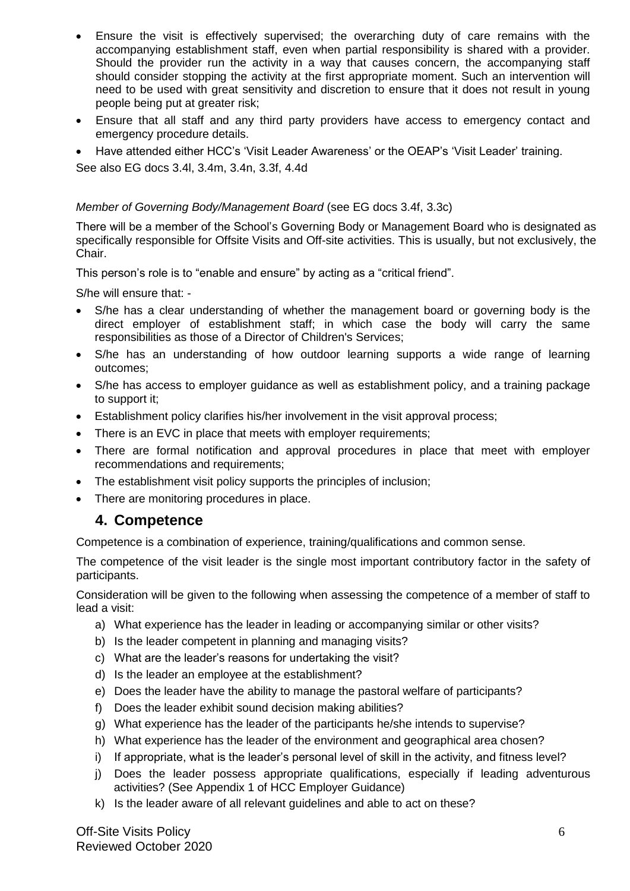- Ensure the visit is effectively supervised; the overarching duty of care remains with the accompanying establishment staff, even when partial responsibility is shared with a provider. Should the provider run the activity in a way that causes concern, the accompanying staff should consider stopping the activity at the first appropriate moment. Such an intervention will need to be used with great sensitivity and discretion to ensure that it does not result in young people being put at greater risk;
- Ensure that all staff and any third party providers have access to emergency contact and emergency procedure details.
- Have attended either HCC's 'Visit Leader Awareness' or the OEAP's 'Visit Leader' training.

See also EG docs 3.4l, 3.4m, 3.4n, 3.3f, 4.4d

*Member of Governing Body/Management Board* (see EG docs 3.4f, 3.3c)

There will be a member of the School's Governing Body or Management Board who is designated as specifically responsible for Offsite Visits and Off-site activities. This is usually, but not exclusively, the Chair.

This person's role is to "enable and ensure" by acting as a "critical friend".

S/he will ensure that: -

- S/he has a clear understanding of whether the management board or governing body is the direct employer of establishment staff; in which case the body will carry the same responsibilities as those of a Director of Children's Services;
- S/he has an understanding of how outdoor learning supports a wide range of learning outcomes;
- S/he has access to employer guidance as well as establishment policy, and a training package to support it;
- Establishment policy clarifies his/her involvement in the visit approval process;
- There is an EVC in place that meets with employer requirements;
- There are formal notification and approval procedures in place that meet with employer recommendations and requirements;
- The establishment visit policy supports the principles of inclusion;
- There are monitoring procedures in place.

## 4. Competence

Competence is a combination of experience, training/qualifications and common sense.

The competence of the visit leader is the single most important contributory factor in the safety of participants.

Consideration will be given to the following when assessing the competence of a member of staff to lead a visit:

a) What experience has the leader in leading or accompanying similar or other visits?
b) Is the leader competent in planning and managing visits?
c) What are the leader's reasons for undertaking the visit?
d) Is the leader an employee at the establishment?
e) Does the leader have the ability to manage the pastoral welfare of participants?
f) Does the leader exhibit sound decision making abilities?
g) What experience has the leader of the participants he/she intends to supervise?
h) What experience has the leader of the environment and geographical area chosen?
i) If appropriate, what is the leader's personal level of skill in the activity, and fitness level?
j) Does the leader possess appropriate qualifications, especially if leading adventurous activities? (See Appendix 1 of HCC Employer Guidance)
k) Is the leader aware of all relevant guidelines and able to act on these?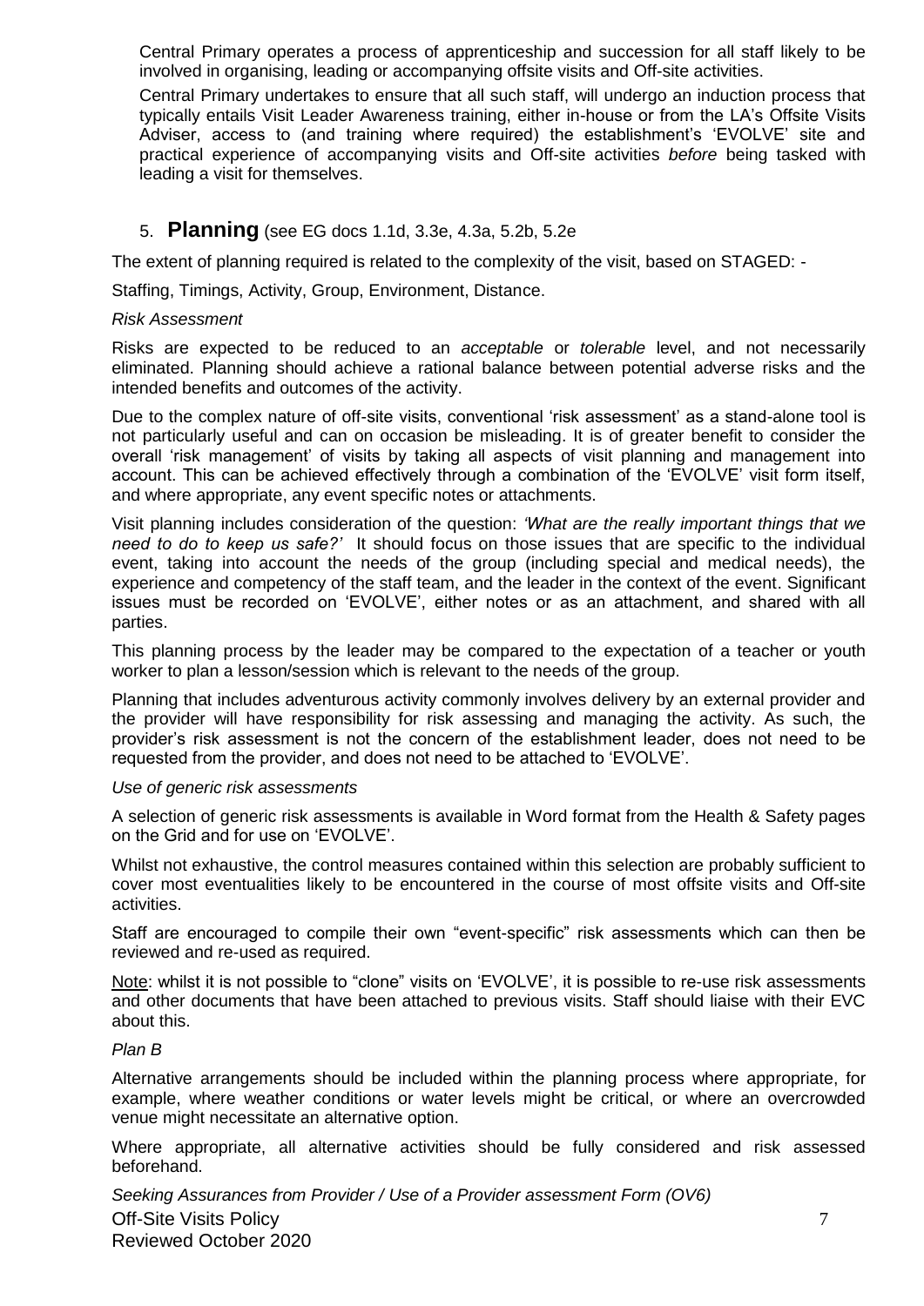Central Primary operates a process of apprenticeship and succession for all staff likely to be involved in organising, leading or accompanying offsite visits and Off-site activities.

Central Primary undertakes to ensure that all such staff, will undergo an induction process that typically entails Visit Leader Awareness training, either in-house or from the LA's Offsite Visits Adviser, access to (and training where required) the establishment's 'EVOLVE' site and practical experience of accompanying visits and Off-site activities *before* being tasked with leading a visit for themselves.

## 5. Planning (see EG docs 1.1d, 3.3e, 4.3a, 5.2b, 5.2e

The extent of planning required is related to the complexity of the visit, based on STAGED: -

Staffing, Timings, Activity, Group, Environment, Distance.

*Risk Assessment*

Risks are expected to be reduced to an *acceptable* or *tolerable* level, and not necessarily eliminated. Planning should achieve a rational balance between potential adverse risks and the intended benefits and outcomes of the activity.

Due to the complex nature of off-site visits, conventional 'risk assessment' as a stand-alone tool is not particularly useful and can on occasion be misleading. It is of greater benefit to consider the overall 'risk management' of visits by taking all aspects of visit planning and management into account. This can be achieved effectively through a combination of the 'EVOLVE' visit form itself, and where appropriate, any event specific notes or attachments.

Visit planning includes consideration of the question: *'What are the really important things that we need to do to keep us safe?'* It should focus on those issues that are specific to the individual event, taking into account the needs of the group (including special and medical needs), the experience and competency of the staff team, and the leader in the context of the event. Significant issues must be recorded on 'EVOLVE', either notes or as an attachment, and shared with all parties.

This planning process by the leader may be compared to the expectation of a teacher or youth worker to plan a lesson/session which is relevant to the needs of the group.

Planning that includes adventurous activity commonly involves delivery by an external provider and the provider will have responsibility for risk assessing and managing the activity. As such, the provider's risk assessment is not the concern of the establishment leader, does not need to be requested from the provider, and does not need to be attached to 'EVOLVE'.

*Use of generic risk assessments*

A selection of generic risk assessments is available in Word format from the Health & Safety pages on the Grid and for use on 'EVOLVE'.

Whilst not exhaustive, the control measures contained within this selection are probably sufficient to cover most eventualities likely to be encountered in the course of most offsite visits and Off-site activities.

Staff are encouraged to compile their own "event-specific" risk assessments which can then be reviewed and re-used as required.

Note: whilst it is not possible to "clone" visits on 'EVOLVE', it is possible to re-use risk assessments and other documents that have been attached to previous visits. Staff should liaise with their EVC about this.

*Plan B*

Alternative arrangements should be included within the planning process where appropriate, for example, where weather conditions or water levels might be critical, or where an overcrowded venue might necessitate an alternative option.

Where appropriate, all alternative activities should be fully considered and risk assessed beforehand.

*Seeking Assurances from Provider / Use of a Provider assessment Form (OV6)*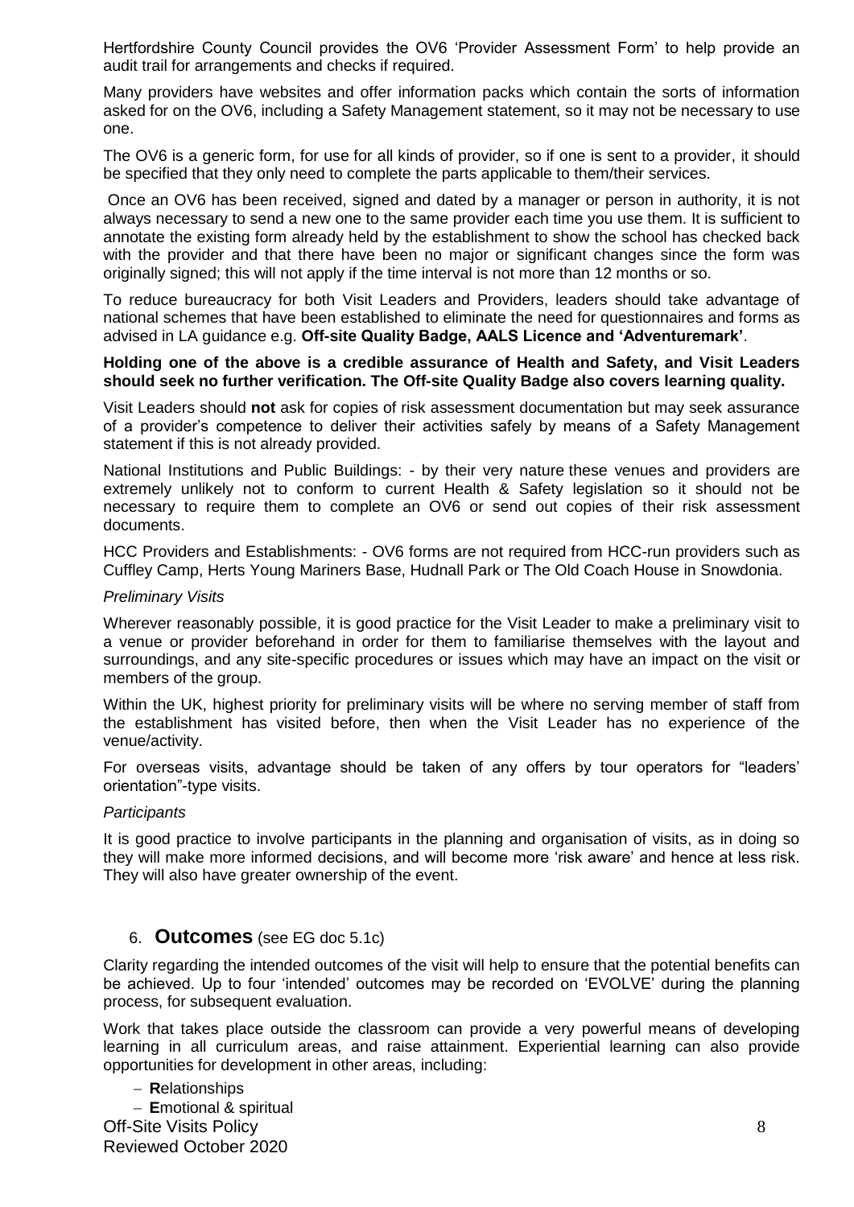Hertfordshire County Council provides the OV6 'Provider Assessment Form' to help provide an audit trail for arrangements and checks if required.

Many providers have websites and offer information packs which contain the sorts of information asked for on the OV6, including a Safety Management statement, so it may not be necessary to use one.

The OV6 is a generic form, for use for all kinds of provider, so if one is sent to a provider, it should be specified that they only need to complete the parts applicable to them/their services.

Once an OV6 has been received, signed and dated by a manager or person in authority, it is not always necessary to send a new one to the same provider each time you use them. It is sufficient to annotate the existing form already held by the establishment to show the school has checked back with the provider and that there have been no major or significant changes since the form was originally signed; this will not apply if the time interval is not more than 12 months or so.

To reduce bureaucracy for both Visit Leaders and Providers, leaders should take advantage of national schemes that have been established to eliminate the need for questionnaires and forms as advised in LA guidance e.g. **Off-site Quality Badge, AALS Licence and 'Adventuremark'**.

**Holding one of the above is a credible assurance of Health and Safety, and Visit Leaders should seek no further verification. The Off-site Quality Badge also covers learning quality.**

Visit Leaders should **not** ask for copies of risk assessment documentation but may seek assurance of a provider's competence to deliver their activities safely by means of a Safety Management statement if this is not already provided.

National Institutions and Public Buildings: - by their very nature these venues and providers are extremely unlikely not to conform to current Health & Safety legislation so it should not be necessary to require them to complete an OV6 or send out copies of their risk assessment documents.

HCC Providers and Establishments: - OV6 forms are not required from HCC-run providers such as Cuffley Camp, Herts Young Mariners Base, Hudnall Park or The Old Coach House in Snowdonia.

*Preliminary Visits*

Wherever reasonably possible, it is good practice for the Visit Leader to make a preliminary visit to a venue or provider beforehand in order for them to familiarise themselves with the layout and surroundings, and any site-specific procedures or issues which may have an impact on the visit or members of the group.

Within the UK, highest priority for preliminary visits will be where no serving member of staff from the establishment has visited before, then when the Visit Leader has no experience of the venue/activity.

For overseas visits, advantage should be taken of any offers by tour operators for "leaders' orientation"-type visits.

*Participants*

It is good practice to involve participants in the planning and organisation of visits, as in doing so they will make more informed decisions, and will become more 'risk aware' and hence at less risk. They will also have greater ownership of the event.

## 6. **Outcomes** (see EG doc 5.1c)

Clarity regarding the intended outcomes of the visit will help to ensure that the potential benefits can be achieved. Up to four 'intended' outcomes may be recorded on 'EVOLVE' during the planning process, for subsequent evaluation.

Work that takes place outside the classroom can provide a very powerful means of developing learning in all curriculum areas, and raise attainment. Experiential learning can also provide opportunities for development in other areas, including:

- **R**elationships
- **E**motional & spiritual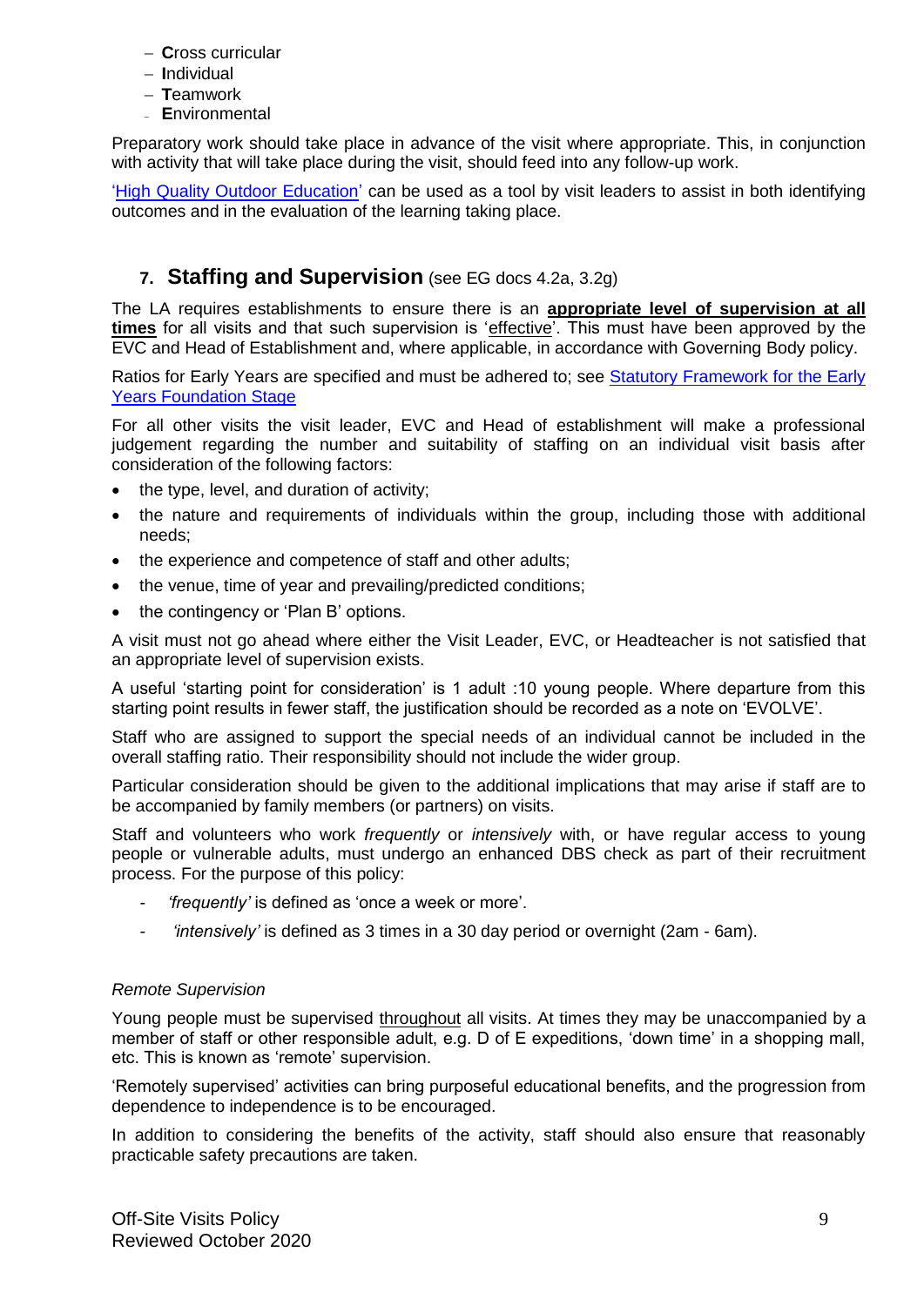- **C**ross curricular
- **I**ndividual
- **T**eamwork
- **E**nvironmental

Preparatory work should take place in advance of the visit where appropriate. This, in conjunction with activity that will take place during the visit, should feed into any follow-up work.

'High Quality Outdoor Education' can be used as a tool by visit leaders to assist in both identifying outcomes and in the evaluation of the learning taking place.

## 7. Staffing and Supervision (see EG docs 4.2a, 3.2g)

The LA requires establishments to ensure there is an **appropriate level of supervision at all times** for all visits and that such supervision is 'effective'. This must have been approved by the EVC and Head of Establishment and, where applicable, in accordance with Governing Body policy.

Ratios for Early Years are specified and must be adhered to; see Statutory Framework for the Early Years Foundation Stage

For all other visits the visit leader, EVC and Head of establishment will make a professional judgement regarding the number and suitability of staffing on an individual visit basis after consideration of the following factors:

- the type, level, and duration of activity;
- the nature and requirements of individuals within the group, including those with additional needs;
- the experience and competence of staff and other adults;
- the venue, time of year and prevailing/predicted conditions;
- the contingency or 'Plan B' options.

A visit must not go ahead where either the Visit Leader, EVC, or Headteacher is not satisfied that an appropriate level of supervision exists.

A useful 'starting point for consideration' is 1 adult :10 young people. Where departure from this starting point results in fewer staff, the justification should be recorded as a note on 'EVOLVE'.

Staff who are assigned to support the special needs of an individual cannot be included in the overall staffing ratio. Their responsibility should not include the wider group.

Particular consideration should be given to the additional implications that may arise if staff are to be accompanied by family members (or partners) on visits.

Staff and volunteers who work *frequently* or *intensively* with, or have regular access to young people or vulnerable adults, must undergo an enhanced DBS check as part of their recruitment process. For the purpose of this policy:

- *'frequently'* is defined as 'once a week or more'.
- *'intensively'* is defined as 3 times in a 30 day period or overnight (2am - 6am).

*Remote Supervision*

Young people must be supervised throughout all visits. At times they may be unaccompanied by a member of staff or other responsible adult, e.g. D of E expeditions, 'down time' in a shopping mall, etc. This is known as 'remote' supervision.

'Remotely supervised' activities can bring purposeful educational benefits, and the progression from dependence to independence is to be encouraged.

In addition to considering the benefits of the activity, staff should also ensure that reasonably practicable safety precautions are taken.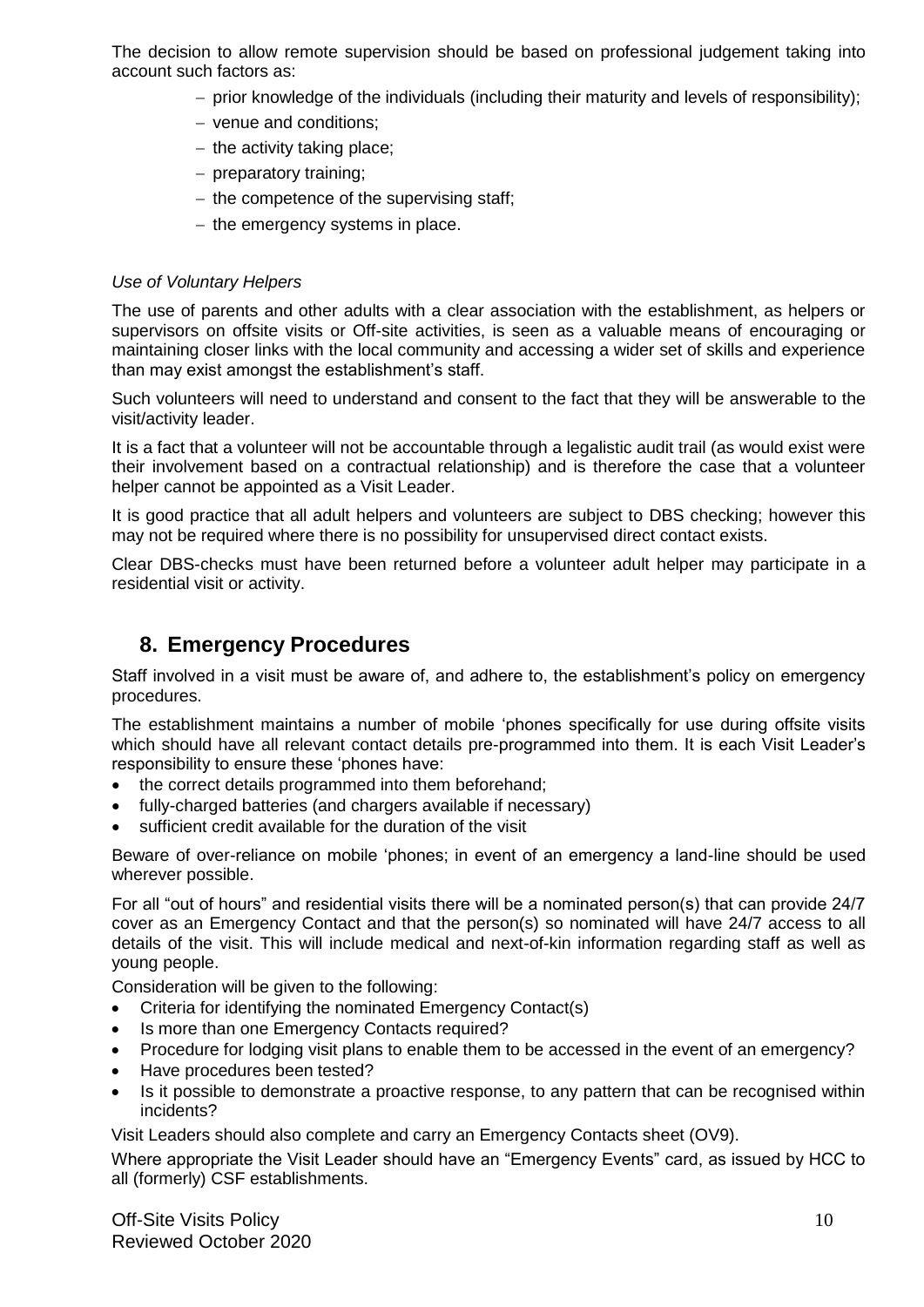The decision to allow remote supervision should be based on professional judgement taking into account such factors as:

- prior knowledge of the individuals (including their maturity and levels of responsibility);
- venue and conditions;
- the activity taking place;
- preparatory training;
- the competence of the supervising staff;
- the emergency systems in place.

*Use of Voluntary Helpers*

The use of parents and other adults with a clear association with the establishment, as helpers or supervisors on offsite visits or Off-site activities, is seen as a valuable means of encouraging or maintaining closer links with the local community and accessing a wider set of skills and experience than may exist amongst the establishment's staff.

Such volunteers will need to understand and consent to the fact that they will be answerable to the visit/activity leader.

It is a fact that a volunteer will not be accountable through a legalistic audit trail (as would exist were their involvement based on a contractual relationship) and is therefore the case that a volunteer helper cannot be appointed as a Visit Leader.

It is good practice that all adult helpers and volunteers are subject to DBS checking; however this may not be required where there is no possibility for unsupervised direct contact exists.

Clear DBS-checks must have been returned before a volunteer adult helper may participate in a residential visit or activity.

## 8. Emergency Procedures

Staff involved in a visit must be aware of, and adhere to, the establishment's policy on emergency procedures.

The establishment maintains a number of mobile 'phones specifically for use during offsite visits which should have all relevant contact details pre-programmed into them. It is each Visit Leader's responsibility to ensure these 'phones have:

- the correct details programmed into them beforehand;
- fully-charged batteries (and chargers available if necessary)
- sufficient credit available for the duration of the visit

Beware of over-reliance on mobile 'phones; in event of an emergency a land-line should be used wherever possible.

For all "out of hours" and residential visits there will be a nominated person(s) that can provide 24/7 cover as an Emergency Contact and that the person(s) so nominated will have 24/7 access to all details of the visit. This will include medical and next-of-kin information regarding staff as well as young people.

Consideration will be given to the following:

- Criteria for identifying the nominated Emergency Contact(s)
- Is more than one Emergency Contacts required?
- Procedure for lodging visit plans to enable them to be accessed in the event of an emergency?
- Have procedures been tested?
- Is it possible to demonstrate a proactive response, to any pattern that can be recognised within incidents?

Visit Leaders should also complete and carry an Emergency Contacts sheet (OV9).

Where appropriate the Visit Leader should have an "Emergency Events" card, as issued by HCC to all (formerly) CSF establishments.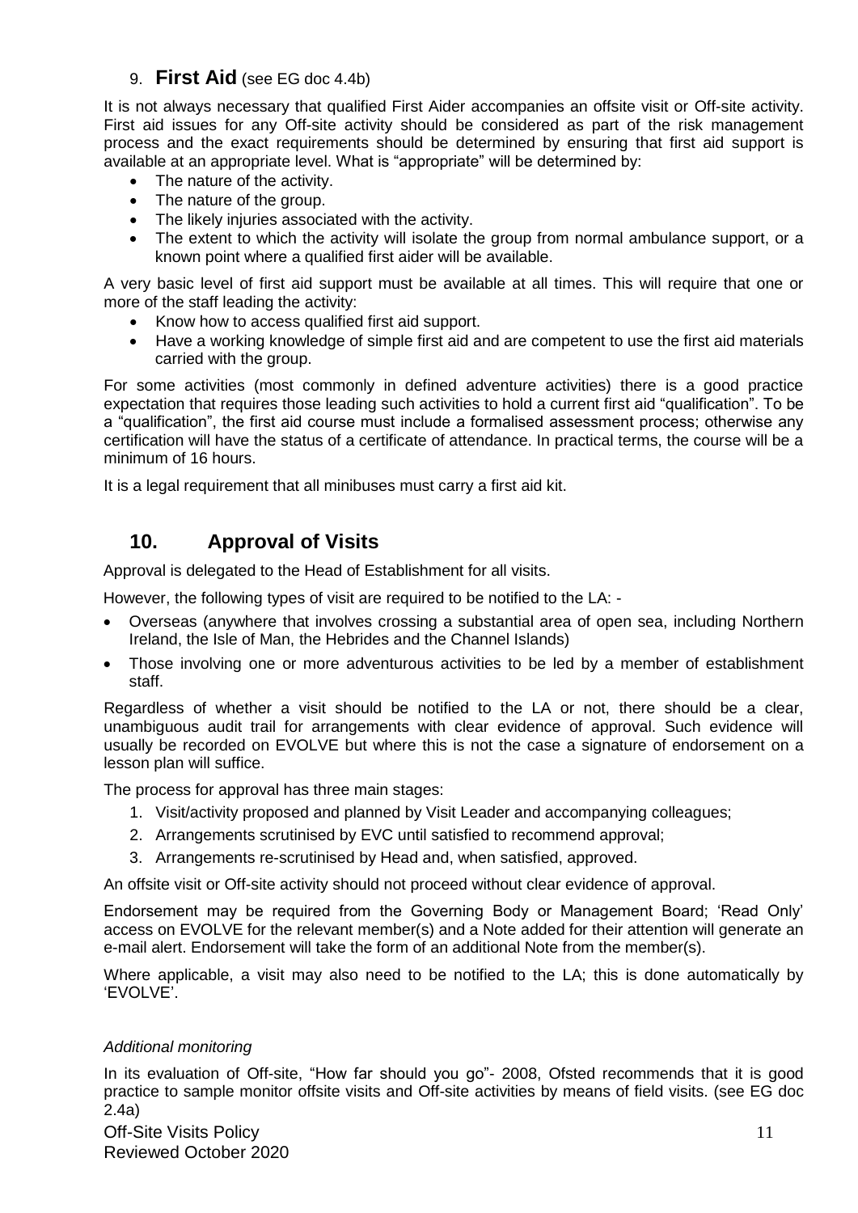## 9. **First Aid** (see EG doc 4.4b)

It is not always necessary that qualified First Aider accompanies an offsite visit or Off-site activity. First aid issues for any Off-site activity should be considered as part of the risk management process and the exact requirements should be determined by ensuring that first aid support is available at an appropriate level. What is "appropriate" will be determined by:

- The nature of the activity.
- The nature of the group.
- The likely injuries associated with the activity.
- The extent to which the activity will isolate the group from normal ambulance support, or a known point where a qualified first aider will be available.

A very basic level of first aid support must be available at all times. This will require that one or more of the staff leading the activity:

- Know how to access qualified first aid support.
- Have a working knowledge of simple first aid and are competent to use the first aid materials carried with the group.

For some activities (most commonly in defined adventure activities) there is a good practice expectation that requires those leading such activities to hold a current first aid "qualification". To be a "qualification", the first aid course must include a formalised assessment process; otherwise any certification will have the status of a certificate of attendance. In practical terms, the course will be a minimum of 16 hours.

It is a legal requirement that all minibuses must carry a first aid kit.

## 10. Approval of Visits

Approval is delegated to the Head of Establishment for all visits.

However, the following types of visit are required to be notified to the LA: -

- Overseas (anywhere that involves crossing a substantial area of open sea, including Northern Ireland, the Isle of Man, the Hebrides and the Channel Islands)
- Those involving one or more adventurous activities to be led by a member of establishment staff.

Regardless of whether a visit should be notified to the LA or not, there should be a clear, unambiguous audit trail for arrangements with clear evidence of approval. Such evidence will usually be recorded on EVOLVE but where this is not the case a signature of endorsement on a lesson plan will suffice.

The process for approval has three main stages:

1. Visit/activity proposed and planned by Visit Leader and accompanying colleagues;
2. Arrangements scrutinised by EVC until satisfied to recommend approval;
3. Arrangements re-scrutinised by Head and, when satisfied, approved.

An offsite visit or Off-site activity should not proceed without clear evidence of approval.

Endorsement may be required from the Governing Body or Management Board; 'Read Only' access on EVOLVE for the relevant member(s) and a Note added for their attention will generate an e-mail alert. Endorsement will take the form of an additional Note from the member(s).

Where applicable, a visit may also need to be notified to the LA; this is done automatically by 'EVOLVE'.

*Additional monitoring*

In its evaluation of Off-site, "How far should you go"- 2008, Ofsted recommends that it is good practice to sample monitor offsite visits and Off-site activities by means of field visits. (see EG doc 2.4a)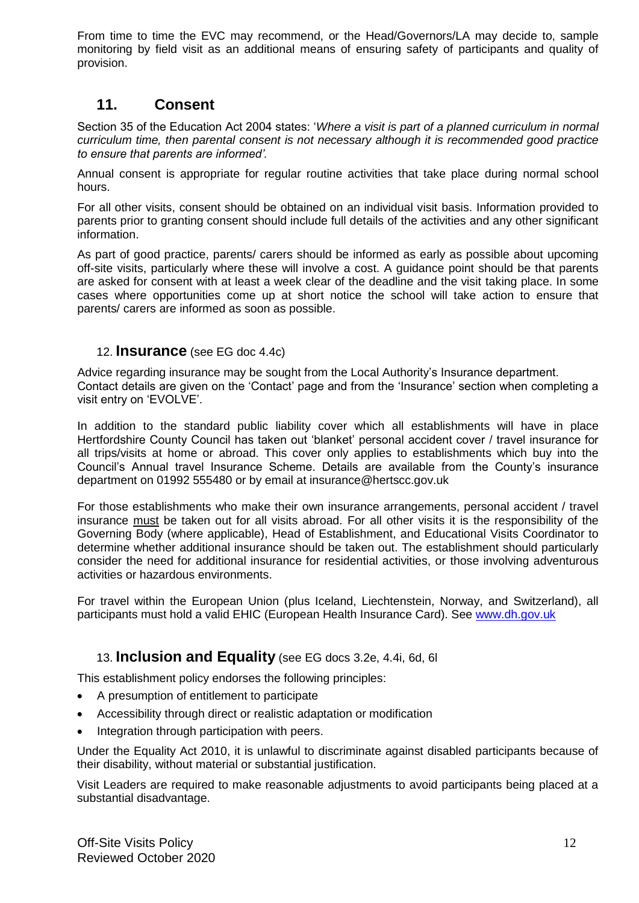From time to time the EVC may recommend, or the Head/Governors/LA may decide to, sample monitoring by field visit as an additional means of ensuring safety of participants and quality of provision.

## 11. Consent

Section 35 of the Education Act 2004 states: '*Where a visit is part of a planned curriculum in normal curriculum time, then parental consent is not necessary although it is recommended good practice to ensure that parents are informed'.*

Annual consent is appropriate for regular routine activities that take place during normal school hours.

For all other visits, consent should be obtained on an individual visit basis. Information provided to parents prior to granting consent should include full details of the activities and any other significant information.

As part of good practice, parents/ carers should be informed as early as possible about upcoming off-site visits, particularly where these will involve a cost. A guidance point should be that parents are asked for consent with at least a week clear of the deadline and the visit taking place. In some cases where opportunities come up at short notice the school will take action to ensure that parents/ carers are informed as soon as possible.

### 12. **Insurance** (see EG doc 4.4c)

Advice regarding insurance may be sought from the Local Authority's Insurance department. Contact details are given on the 'Contact' page and from the 'Insurance' section when completing a visit entry on 'EVOLVE'.

In addition to the standard public liability cover which all establishments will have in place Hertfordshire County Council has taken out 'blanket' personal accident cover / travel insurance for all trips/visits at home or abroad. This cover only applies to establishments which buy into the Council's Annual travel Insurance Scheme. Details are available from the County's insurance department on 01992 555480 or by email at insurance@hertscc.gov.uk

For those establishments who make their own insurance arrangements, personal accident / travel insurance must be taken out for all visits abroad. For all other visits it is the responsibility of the Governing Body (where applicable), Head of Establishment, and Educational Visits Coordinator to determine whether additional insurance should be taken out. The establishment should particularly consider the need for additional insurance for residential activities, or those involving adventurous activities or hazardous environments.

For travel within the European Union (plus Iceland, Liechtenstein, Norway, and Switzerland), all participants must hold a valid EHIC (European Health Insurance Card). See www.dh.gov.uk

### 13. **Inclusion and Equality** (see EG docs 3.2e, 4.4i, 6d, 6l

This establishment policy endorses the following principles:

- A presumption of entitlement to participate
- Accessibility through direct or realistic adaptation or modification
- Integration through participation with peers.

Under the Equality Act 2010, it is unlawful to discriminate against disabled participants because of their disability, without material or substantial justification.

Visit Leaders are required to make reasonable adjustments to avoid participants being placed at a substantial disadvantage.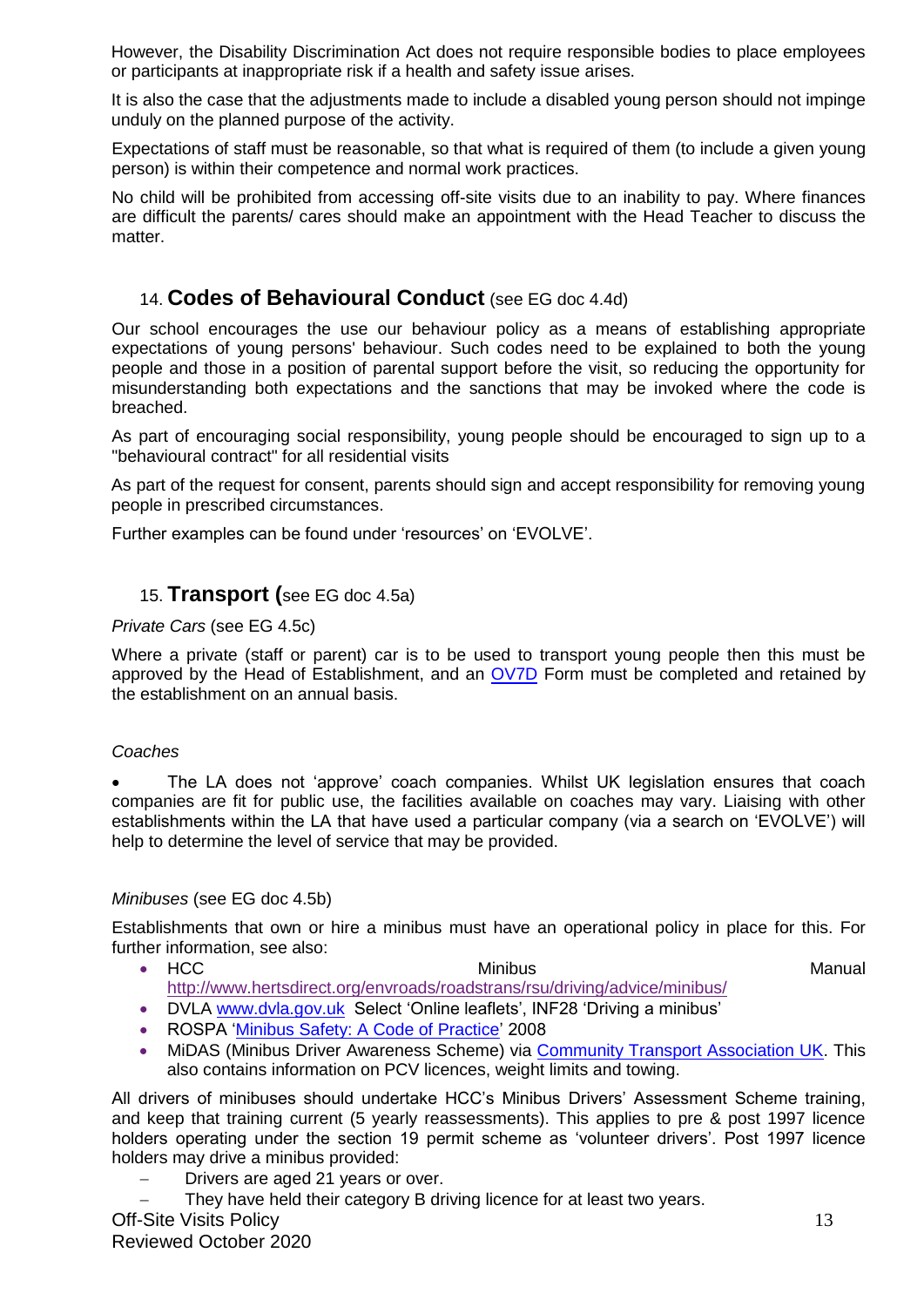However, the Disability Discrimination Act does not require responsible bodies to place employees or participants at inappropriate risk if a health and safety issue arises.

It is also the case that the adjustments made to include a disabled young person should not impinge unduly on the planned purpose of the activity.

Expectations of staff must be reasonable, so that what is required of them (to include a given young person) is within their competence and normal work practices.

No child will be prohibited from accessing off-site visits due to an inability to pay. Where finances are difficult the parents/ cares should make an appointment with the Head Teacher to discuss the matter.

## 14. **Codes of Behavioural Conduct** (see EG doc 4.4d)

Our school encourages the use our behaviour policy as a means of establishing appropriate expectations of young persons' behaviour. Such codes need to be explained to both the young people and those in a position of parental support before the visit, so reducing the opportunity for misunderstanding both expectations and the sanctions that may be invoked where the code is breached.

As part of encouraging social responsibility, young people should be encouraged to sign up to a "behavioural contract" for all residential visits

As part of the request for consent, parents should sign and accept responsibility for removing young people in prescribed circumstances.

Further examples can be found under 'resources' on 'EVOLVE'.

## 15. **Transport (**see EG doc 4.5a)

*Private Cars* (see EG 4.5c)

Where a private (staff or parent) car is to be used to transport young people then this must be approved by the Head of Establishment, and an OV7D Form must be completed and retained by the establishment on an annual basis.

*Coaches*

- The LA does not 'approve' coach companies. Whilst UK legislation ensures that coach companies are fit for public use, the facilities available on coaches may vary. Liaising with other establishments within the LA that have used a particular company (via a search on 'EVOLVE') will help to determine the level of service that may be provided.

*Minibuses* (see EG doc 4.5b)

Establishments that own or hire a minibus must have an operational policy in place for this. For further information, see also:

- HCC Minibus Manual http://www.hertsdirect.org/envroads/roadstrans/rsu/driving/advice/minibus/
- DVLA www.dvla.gov.uk Select 'Online leaflets', INF28 'Driving a minibus'
- ROSPA 'Minibus Safety: A Code of Practice' 2008
- MiDAS (Minibus Driver Awareness Scheme) via Community Transport Association UK. This also contains information on PCV licences, weight limits and towing.

All drivers of minibuses should undertake HCC's Minibus Drivers' Assessment Scheme training, and keep that training current (5 yearly reassessments). This applies to pre & post 1997 licence holders operating under the section 19 permit scheme as 'volunteer drivers'. Post 1997 licence holders may drive a minibus provided:

- Drivers are aged 21 years or over.
- They have held their category B driving licence for at least two years.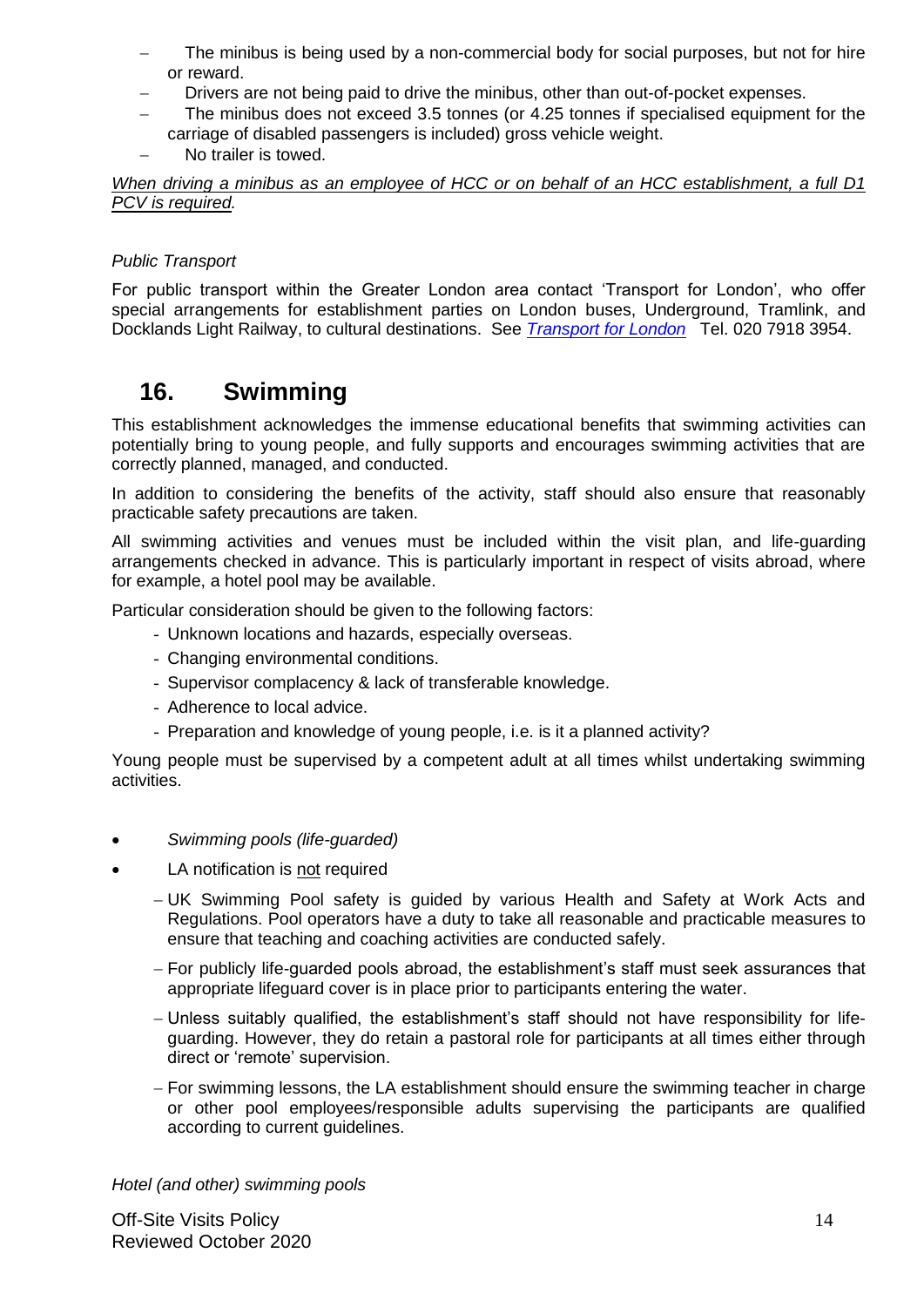- The minibus is being used by a non-commercial body for social purposes, but not for hire or reward.
- Drivers are not being paid to drive the minibus, other than out-of-pocket expenses.
- The minibus does not exceed 3.5 tonnes (or 4.25 tonnes if specialised equipment for the carriage of disabled passengers is included) gross vehicle weight.
- No trailer is towed.

<u>*When driving a minibus as an employee of HCC or on behalf of an HCC establishment, a full D1 PCV is required.*</u>

*Public Transport*

For public transport within the Greater London area contact 'Transport for London', who offer special arrangements for establishment parties on London buses, Underground, Tramlink, and Docklands Light Railway, to cultural destinations. See [*Transport for London*]() Tel. 020 7918 3954.

## 16. Swimming

This establishment acknowledges the immense educational benefits that swimming activities can potentially bring to young people, and fully supports and encourages swimming activities that are correctly planned, managed, and conducted.

In addition to considering the benefits of the activity, staff should also ensure that reasonably practicable safety precautions are taken.

All swimming activities and venues must be included within the visit plan, and life-guarding arrangements checked in advance. This is particularly important in respect of visits abroad, where for example, a hotel pool may be available.

Particular consideration should be given to the following factors:

- Unknown locations and hazards, especially overseas.
- Changing environmental conditions.
- Supervisor complacency & lack of transferable knowledge.
- Adherence to local advice.
- Preparation and knowledge of young people, i.e. is it a planned activity?

Young people must be supervised by a competent adult at all times whilst undertaking swimming activities.

- *Swimming pools (life-guarded)*
- LA notification is <u>not</u> required
  - UK Swimming Pool safety is guided by various Health and Safety at Work Acts and Regulations. Pool operators have a duty to take all reasonable and practicable measures to ensure that teaching and coaching activities are conducted safely.
  - For publicly life-guarded pools abroad, the establishment's staff must seek assurances that appropriate lifeguard cover is in place prior to participants entering the water.
  - Unless suitably qualified, the establishment's staff should not have responsibility for life-guarding. However, they do retain a pastoral role for participants at all times either through direct or 'remote' supervision.
  - For swimming lessons, the LA establishment should ensure the swimming teacher in charge or other pool employees/responsible adults supervising the participants are qualified according to current guidelines.

*Hotel (and other) swimming pools*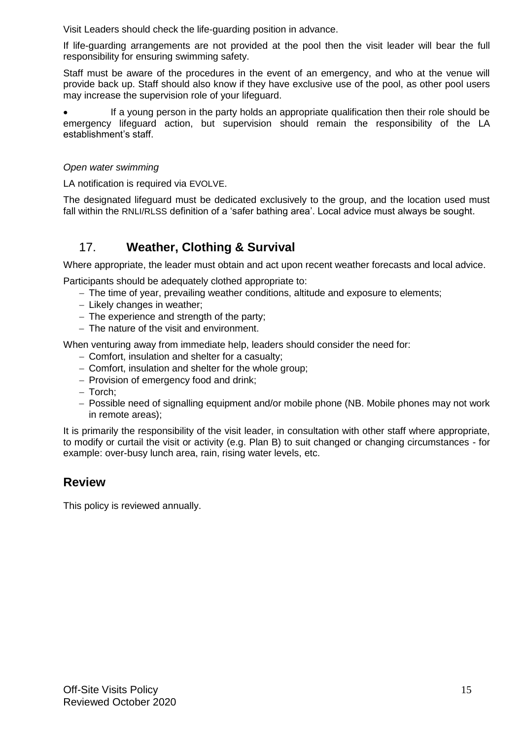Visit Leaders should check the life-guarding position in advance.

If life-guarding arrangements are not provided at the pool then the visit leader will bear the full responsibility for ensuring swimming safety.

Staff must be aware of the procedures in the event of an emergency, and who at the venue will provide back up. Staff should also know if they have exclusive use of the pool, as other pool users may increase the supervision role of your lifeguard.

- If a young person in the party holds an appropriate qualification then their role should be emergency lifeguard action, but supervision should remain the responsibility of the LA establishment's staff.

*Open water swimming*

LA notification is required via EVOLVE.

The designated lifeguard must be dedicated exclusively to the group, and the location used must fall within the RNLI/RLSS definition of a 'safer bathing area'. Local advice must always be sought.

## 17. Weather, Clothing & Survival

Where appropriate, the leader must obtain and act upon recent weather forecasts and local advice.

Participants should be adequately clothed appropriate to:

- The time of year, prevailing weather conditions, altitude and exposure to elements;
- Likely changes in weather;
- The experience and strength of the party;
- The nature of the visit and environment.

When venturing away from immediate help, leaders should consider the need for:

- Comfort, insulation and shelter for a casualty;
- Comfort, insulation and shelter for the whole group;
- Provision of emergency food and drink;
- Torch;
- Possible need of signalling equipment and/or mobile phone (NB. Mobile phones may not work in remote areas);

It is primarily the responsibility of the visit leader, in consultation with other staff where appropriate, to modify or curtail the visit or activity (e.g. Plan B) to suit changed or changing circumstances - for example: over-busy lunch area, rain, rising water levels, etc.

## Review

This policy is reviewed annually.